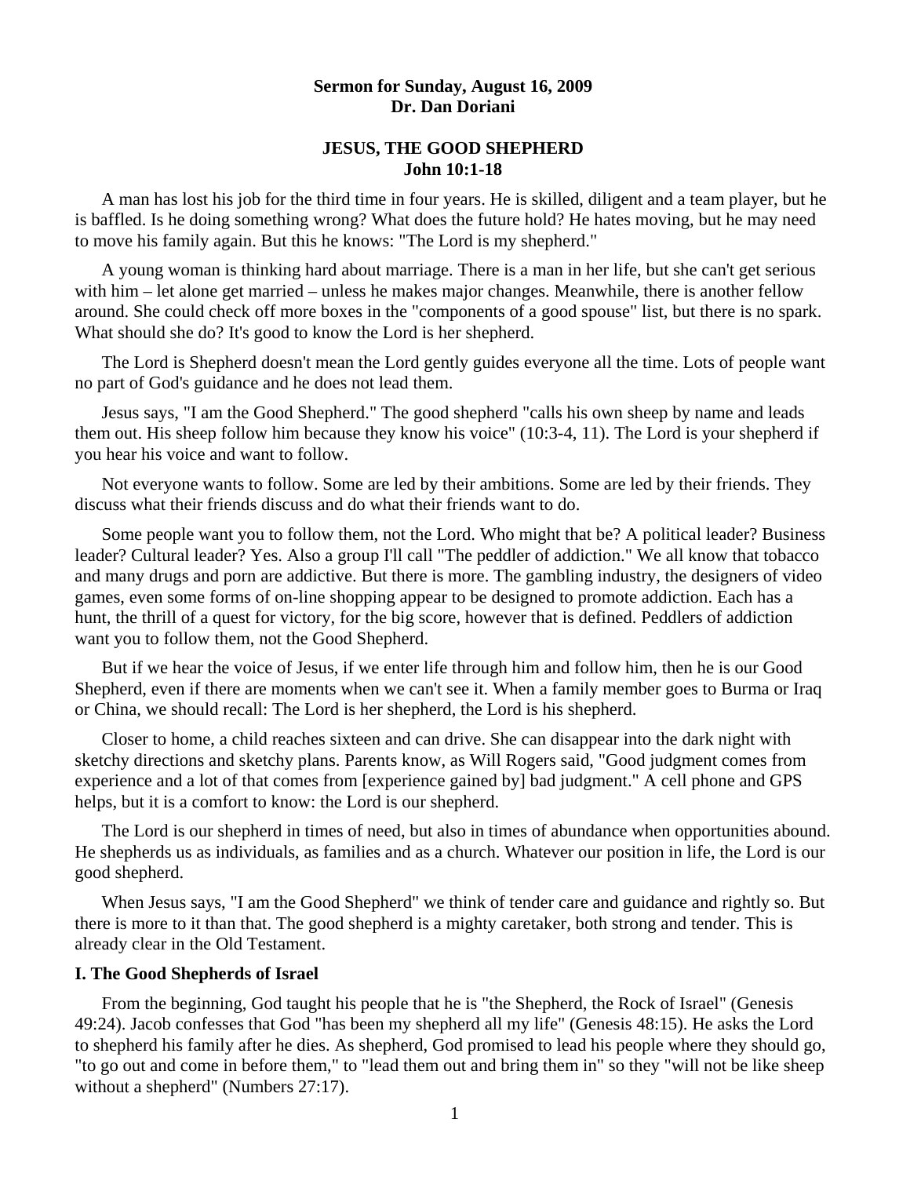**Sermon for Sunday, August 16, 2009**
**Dr. Dan Doriani**

# JESUS, THE GOOD SHEPHERD
## John 10:1-18

A man has lost his job for the third time in four years. He is skilled, diligent and a team player, but he is baffled. Is he doing something wrong? What does the future hold? He hates moving, but he may need to move his family again. But this he knows: "The Lord is my shepherd."

A young woman is thinking hard about marriage. There is a man in her life, but she can't get serious with him – let alone get married – unless he makes major changes. Meanwhile, there is another fellow around. She could check off more boxes in the "components of a good spouse" list, but there is no spark. What should she do? It's good to know the Lord is her shepherd.

The Lord is Shepherd doesn't mean the Lord gently guides everyone all the time. Lots of people want no part of God's guidance and he does not lead them.

Jesus says, "I am the Good Shepherd." The good shepherd "calls his own sheep by name and leads them out. His sheep follow him because they know his voice" (10:3-4, 11). The Lord is your shepherd if you hear his voice and want to follow.

Not everyone wants to follow. Some are led by their ambitions. Some are led by their friends. They discuss what their friends discuss and do what their friends want to do.

Some people want you to follow them, not the Lord. Who might that be? A political leader? Business leader? Cultural leader? Yes. Also a group I'll call "The peddler of addiction." We all know that tobacco and many drugs and porn are addictive. But there is more. The gambling industry, the designers of video games, even some forms of on-line shopping appear to be designed to promote addiction. Each has a hunt, the thrill of a quest for victory, for the big score, however that is defined. Peddlers of addiction want you to follow them, not the Good Shepherd.

But if we hear the voice of Jesus, if we enter life through him and follow him, then he is our Good Shepherd, even if there are moments when we can't see it. When a family member goes to Burma or Iraq or China, we should recall: The Lord is her shepherd, the Lord is his shepherd.

Closer to home, a child reaches sixteen and can drive. She can disappear into the dark night with sketchy directions and sketchy plans. Parents know, as Will Rogers said, "Good judgment comes from experience and a lot of that comes from [experience gained by] bad judgment." A cell phone and GPS helps, but it is a comfort to know: the Lord is our shepherd.

The Lord is our shepherd in times of need, but also in times of abundance when opportunities abound. He shepherds us as individuals, as families and as a church. Whatever our position in life, the Lord is our good shepherd.

When Jesus says, "I am the Good Shepherd" we think of tender care and guidance and rightly so. But there is more to it than that. The good shepherd is a mighty caretaker, both strong and tender. This is already clear in the Old Testament.

### I. The Good Shepherds of Israel

From the beginning, God taught his people that he is "the Shepherd, the Rock of Israel" (Genesis 49:24). Jacob confesses that God "has been my shepherd all my life" (Genesis 48:15). He asks the Lord to shepherd his family after he dies. As shepherd, God promised to lead his people where they should go, "to go out and come in before them," to "lead them out and bring them in" so they "will not be like sheep without a shepherd" (Numbers 27:17).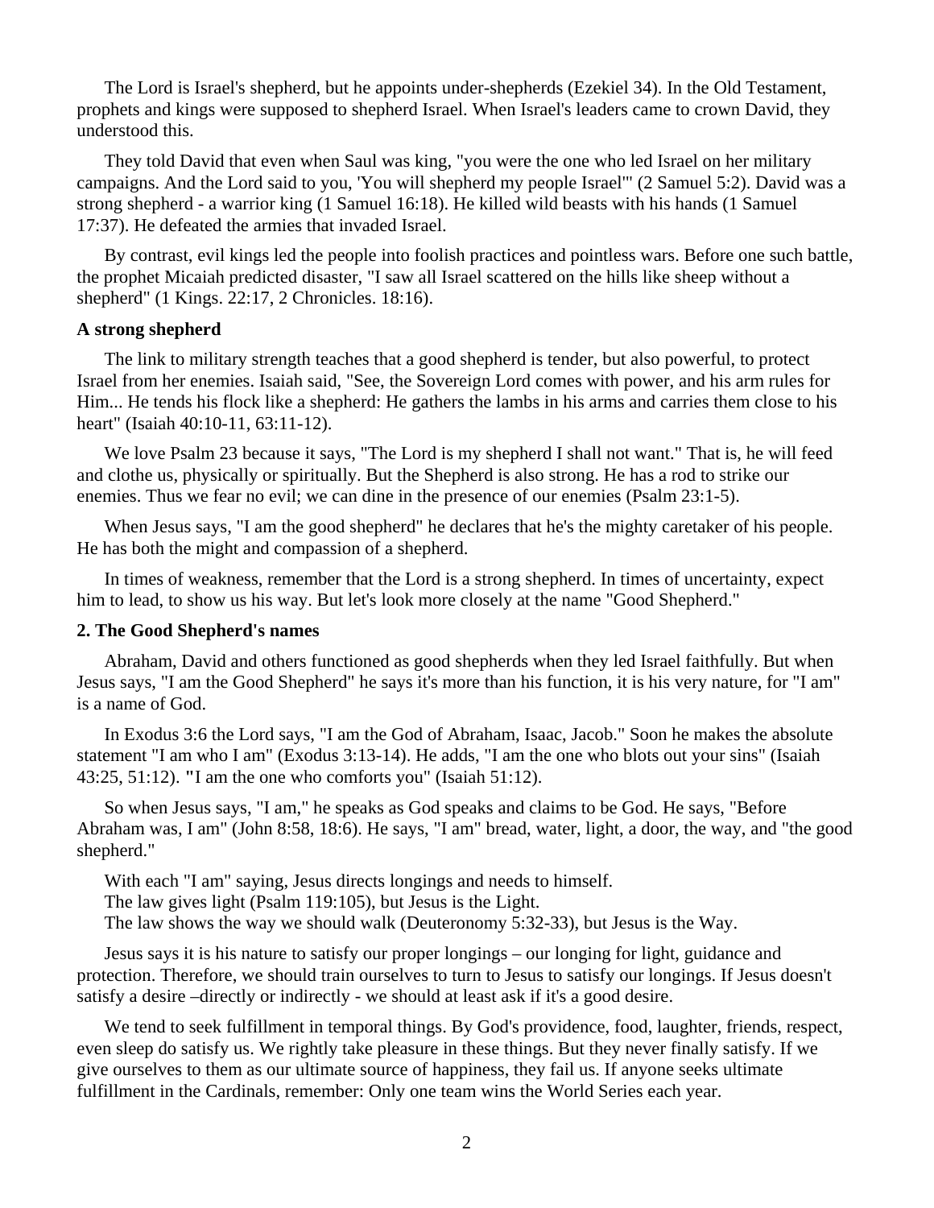The Lord is Israel's shepherd, but he appoints under-shepherds (Ezekiel 34). In the Old Testament, prophets and kings were supposed to shepherd Israel. When Israel's leaders came to crown David, they understood this.

They told David that even when Saul was king, "you were the one who led Israel on her military campaigns. And the Lord said to you, 'You will shepherd my people Israel'" (2 Samuel 5:2). David was a strong shepherd - a warrior king (1 Samuel 16:18). He killed wild beasts with his hands (1 Samuel 17:37). He defeated the armies that invaded Israel.

By contrast, evil kings led the people into foolish practices and pointless wars. Before one such battle, the prophet Micaiah predicted disaster, "I saw all Israel scattered on the hills like sheep without a shepherd" (1 Kings. 22:17, 2 Chronicles. 18:16).

### A strong shepherd

The link to military strength teaches that a good shepherd is tender, but also powerful, to protect Israel from her enemies. Isaiah said, "See, the Sovereign Lord comes with power, and his arm rules for Him... He tends his flock like a shepherd: He gathers the lambs in his arms and carries them close to his heart" (Isaiah 40:10-11, 63:11-12).

We love Psalm 23 because it says, "The Lord is my shepherd I shall not want." That is, he will feed and clothe us, physically or spiritually. But the Shepherd is also strong. He has a rod to strike our enemies. Thus we fear no evil; we can dine in the presence of our enemies (Psalm 23:1-5).

When Jesus says, "I am the good shepherd" he declares that he's the mighty caretaker of his people. He has both the might and compassion of a shepherd.

In times of weakness, remember that the Lord is a strong shepherd. In times of uncertainty, expect him to lead, to show us his way. But let's look more closely at the name "Good Shepherd."

### 2. The Good Shepherd's names

Abraham, David and others functioned as good shepherds when they led Israel faithfully. But when Jesus says, "I am the Good Shepherd" he says it's more than his function, it is his very nature, for "I am" is a name of God.

In Exodus 3:6 the Lord says, "I am the God of Abraham, Isaac, Jacob." Soon he makes the absolute statement "I am who I am" (Exodus 3:13-14). He adds, "I am the one who blots out your sins" (Isaiah 43:25, 51:12). "I am the one who comforts you" (Isaiah 51:12).

So when Jesus says, "I am," he speaks as God speaks and claims to be God. He says, "Before Abraham was, I am" (John 8:58, 18:6). He says, "I am" bread, water, light, a door, the way, and "the good shepherd."

With each "I am" saying, Jesus directs longings and needs to himself.
The law gives light (Psalm 119:105), but Jesus is the Light.
The law shows the way we should walk (Deuteronomy 5:32-33), but Jesus is the Way.

Jesus says it is his nature to satisfy our proper longings – our longing for light, guidance and protection. Therefore, we should train ourselves to turn to Jesus to satisfy our longings. If Jesus doesn't satisfy a desire –directly or indirectly - we should at least ask if it's a good desire.

We tend to seek fulfillment in temporal things. By God's providence, food, laughter, friends, respect, even sleep do satisfy us. We rightly take pleasure in these things. But they never finally satisfy. If we give ourselves to them as our ultimate source of happiness, they fail us. If anyone seeks ultimate fulfillment in the Cardinals, remember: Only one team wins the World Series each year.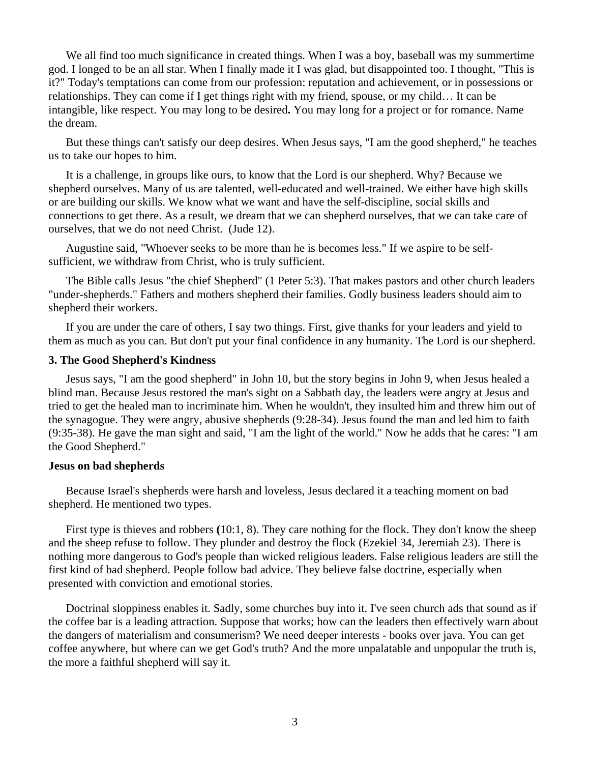We all find too much significance in created things. When I was a boy, baseball was my summertime god. I longed to be an all star. When I finally made it I was glad, but disappointed too. I thought, "This is it?" Today's temptations can come from our profession: reputation and achievement, or in possessions or relationships. They can come if I get things right with my friend, spouse, or my child… It can be intangible, like respect. You may long to be desired**.** You may long for a project or for romance. Name the dream.

But these things can't satisfy our deep desires. When Jesus says, "I am the good shepherd," he teaches us to take our hopes to him.

It is a challenge, in groups like ours, to know that the Lord is our shepherd. Why? Because we shepherd ourselves. Many of us are talented, well-educated and well-trained. We either have high skills or are building our skills. We know what we want and have the self-discipline, social skills and connections to get there. As a result, we dream that we can shepherd ourselves, that we can take care of ourselves, that we do not need Christ. (Jude 12).

Augustine said, "Whoever seeks to be more than he is becomes less." If we aspire to be self-sufficient, we withdraw from Christ, who is truly sufficient.

The Bible calls Jesus "the chief Shepherd" (1 Peter 5:3). That makes pastors and other church leaders "under-shepherds." Fathers and mothers shepherd their families. Godly business leaders should aim to shepherd their workers.

If you are under the care of others, I say two things. First, give thanks for your leaders and yield to them as much as you can. But don't put your final confidence in any humanity. The Lord is our shepherd.

### 3. The Good Shepherd's Kindness

Jesus says, "I am the good shepherd" in John 10, but the story begins in John 9, when Jesus healed a blind man. Because Jesus restored the man's sight on a Sabbath day, the leaders were angry at Jesus and tried to get the healed man to incriminate him. When he wouldn't, they insulted him and threw him out of the synagogue. They were angry, abusive shepherds (9:28-34). Jesus found the man and led him to faith (9:35-38). He gave the man sight and said, "I am the light of the world." Now he adds that he cares: "I am the Good Shepherd."

### Jesus on bad shepherds

Because Israel's shepherds were harsh and loveless, Jesus declared it a teaching moment on bad shepherd. He mentioned two types.

First type is thieves and robbers **(**10:1, 8). They care nothing for the flock. They don't know the sheep and the sheep refuse to follow. They plunder and destroy the flock (Ezekiel 34, Jeremiah 23). There is nothing more dangerous to God's people than wicked religious leaders. False religious leaders are still the first kind of bad shepherd. People follow bad advice. They believe false doctrine, especially when presented with conviction and emotional stories.

Doctrinal sloppiness enables it. Sadly, some churches buy into it. I've seen church ads that sound as if the coffee bar is a leading attraction. Suppose that works; how can the leaders then effectively warn about the dangers of materialism and consumerism? We need deeper interests - books over java. You can get coffee anywhere, but where can we get God's truth? And the more unpalatable and unpopular the truth is, the more a faithful shepherd will say it.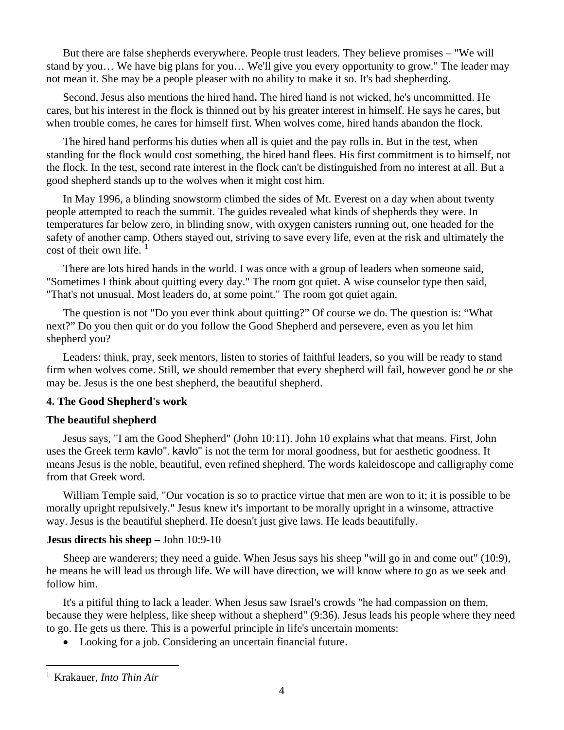But there are false shepherds everywhere. People trust leaders. They believe promises – "We will stand by you… We have big plans for you… We'll give you every opportunity to grow." The leader may not mean it. She may be a people pleaser with no ability to make it so. It's bad shepherding.

Second, Jesus also mentions the hired hand**.** The hired hand is not wicked, he's uncommitted. He cares, but his interest in the flock is thinned out by his greater interest in himself. He says he cares, but when trouble comes, he cares for himself first. When wolves come, hired hands abandon the flock.

The hired hand performs his duties when all is quiet and the pay rolls in. But in the test, when standing for the flock would cost something, the hired hand flees. His first commitment is to himself, not the flock. In the test, second rate interest in the flock can't be distinguished from no interest at all. But a good shepherd stands up to the wolves when it might cost him.

In May 1996, a blinding snowstorm climbed the sides of Mt. Everest on a day when about twenty people attempted to reach the summit. The guides revealed what kinds of shepherds they were. In temperatures far below zero, in blinding snow, with oxygen canisters running out, one headed for the safety of another camp. Others stayed out, striving to save every life, even at the risk and ultimately the cost of their own life. [1]

There are lots hired hands in the world. I was once with a group of leaders when someone said, "Sometimes I think about quitting every day." The room got quiet. A wise counselor type then said, "That's not unusual. Most leaders do, at some point." The room got quiet again.

The question is not "Do you ever think about quitting?" Of course we do. The question is: "What next?" Do you then quit or do you follow the Good Shepherd and persevere, even as you let him shepherd you?

Leaders: think, pray, seek mentors, listen to stories of faithful leaders, so you will be ready to stand firm when wolves come. Still, we should remember that every shepherd will fail, however good he or she may be. Jesus is the one best shepherd, the beautiful shepherd.

**4. The Good Shepherd's work**

**The beautiful shepherd**

Jesus says, "I am the Good Shepherd" (John 10:11). John 10 explains what that means. First, John uses the Greek term kavlo". kavlo" is not the term for moral goodness, but for aesthetic goodness. It means Jesus is the noble, beautiful, even refined shepherd. The words kaleidoscope and calligraphy come from that Greek word.

William Temple said, "Our vocation is so to practice virtue that men are won to it; it is possible to be morally upright repulsively." Jesus knew it's important to be morally upright in a winsome, attractive way. Jesus is the beautiful shepherd. He doesn't just give laws. He leads beautifully.

**Jesus directs his sheep –** John 10:9-10

Sheep are wanderers; they need a guide. When Jesus says his sheep "will go in and come out" (10:9), he means he will lead us through life. We will have direction, we will know where to go as we seek and follow him.

It's a pitiful thing to lack a leader. When Jesus saw Israel's crowds "he had compassion on them, because they were helpless, like sheep without a shepherd" (9:36). Jesus leads his people where they need to go. He gets us there. This is a powerful principle in life's uncertain moments:

- Looking for a job. Considering an uncertain financial future.

---

[1] Krakauer, *Into Thin Air*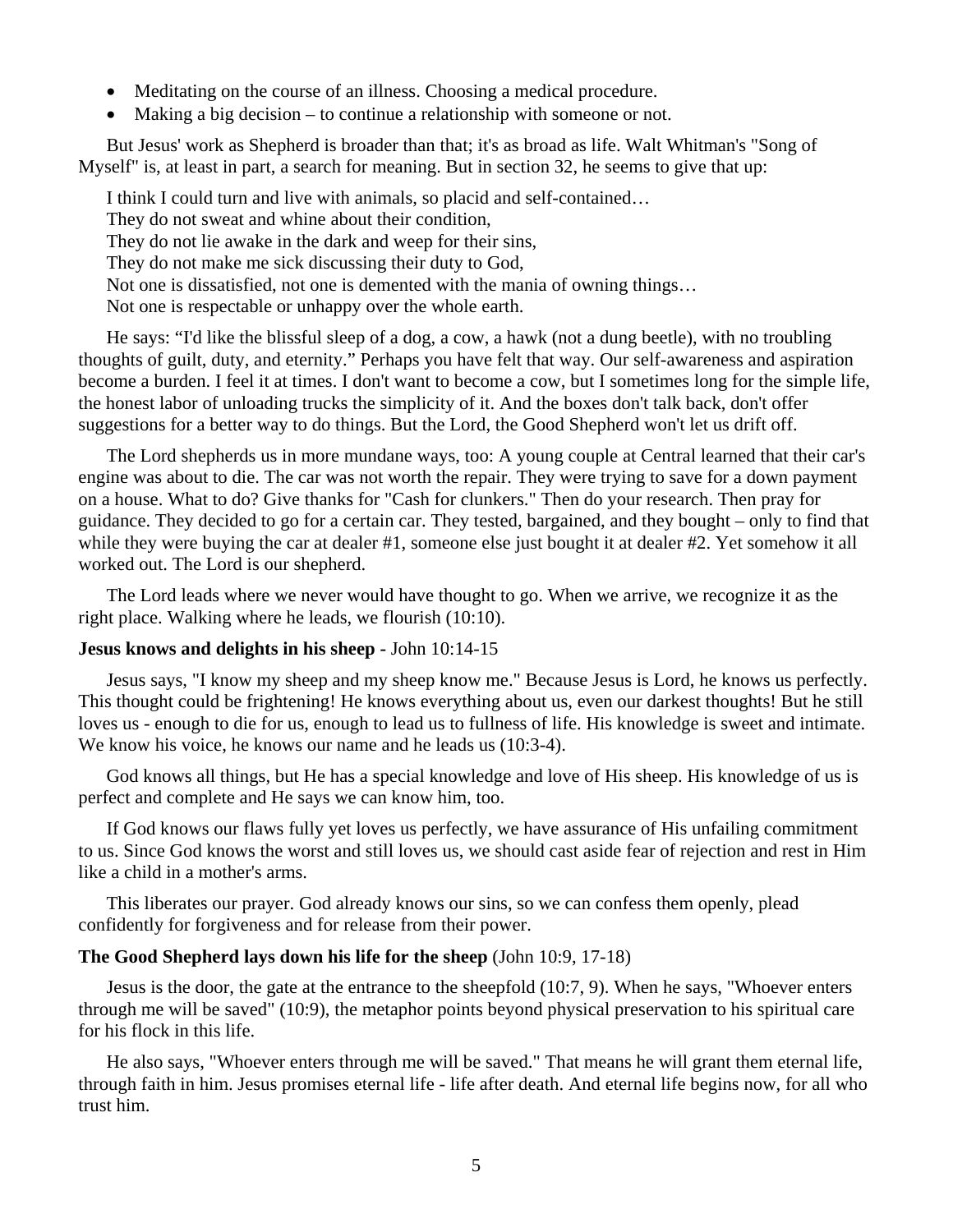- Meditating on the course of an illness. Choosing a medical procedure.
- Making a big decision – to continue a relationship with someone or not.

But Jesus' work as Shepherd is broader than that; it's as broad as life. Walt Whitman's "Song of Myself" is, at least in part, a search for meaning. But in section 32, he seems to give that up:

I think I could turn and live with animals, so placid and self-contained…  
They do not sweat and whine about their condition,  
They do not lie awake in the dark and weep for their sins,  
They do not make me sick discussing their duty to God,  
Not one is dissatisfied, not one is demented with the mania of owning things…  
Not one is respectable or unhappy over the whole earth.

He says: "I'd like the blissful sleep of a dog, a cow, a hawk (not a dung beetle), with no troubling thoughts of guilt, duty, and eternity." Perhaps you have felt that way. Our self-awareness and aspiration become a burden. I feel it at times. I don't want to become a cow, but I sometimes long for the simple life, the honest labor of unloading trucks the simplicity of it. And the boxes don't talk back, don't offer suggestions for a better way to do things. But the Lord, the Good Shepherd won't let us drift off.

The Lord shepherds us in more mundane ways, too: A young couple at Central learned that their car's engine was about to die. The car was not worth the repair. They were trying to save for a down payment on a house. What to do? Give thanks for "Cash for clunkers." Then do your research. Then pray for guidance. They decided to go for a certain car. They tested, bargained, and they bought – only to find that while they were buying the car at dealer #1, someone else just bought it at dealer #2. Yet somehow it all worked out. The Lord is our shepherd.

The Lord leads where we never would have thought to go. When we arrive, we recognize it as the right place. Walking where he leads, we flourish (10:10).

**Jesus knows and delights in his sheep -** John 10:14-15

Jesus says, "I know my sheep and my sheep know me." Because Jesus is Lord, he knows us perfectly. This thought could be frightening! He knows everything about us, even our darkest thoughts! But he still loves us - enough to die for us, enough to lead us to fullness of life. His knowledge is sweet and intimate. We know his voice, he knows our name and he leads us (10:3-4).

God knows all things, but He has a special knowledge and love of His sheep. His knowledge of us is perfect and complete and He says we can know him, too.

If God knows our flaws fully yet loves us perfectly, we have assurance of His unfailing commitment to us. Since God knows the worst and still loves us, we should cast aside fear of rejection and rest in Him like a child in a mother's arms.

This liberates our prayer. God already knows our sins, so we can confess them openly, plead confidently for forgiveness and for release from their power.

**The Good Shepherd lays down his life for the sheep** (John 10:9, 17-18)

Jesus is the door, the gate at the entrance to the sheepfold (10:7, 9). When he says, "Whoever enters through me will be saved" (10:9), the metaphor points beyond physical preservation to his spiritual care for his flock in this life.

He also says, "Whoever enters through me will be saved." That means he will grant them eternal life, through faith in him. Jesus promises eternal life - life after death. And eternal life begins now, for all who trust him.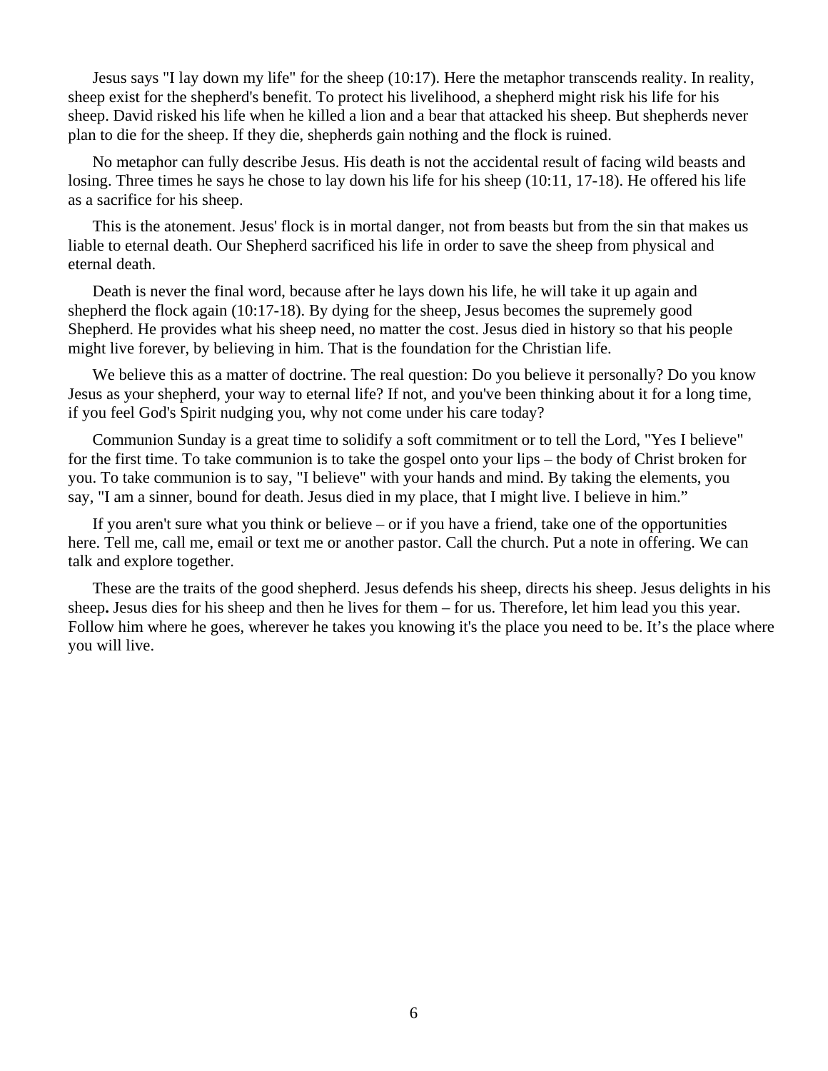Jesus says "I lay down my life" for the sheep (10:17). Here the metaphor transcends reality. In reality, sheep exist for the shepherd's benefit. To protect his livelihood, a shepherd might risk his life for his sheep. David risked his life when he killed a lion and a bear that attacked his sheep. But shepherds never plan to die for the sheep. If they die, shepherds gain nothing and the flock is ruined.

No metaphor can fully describe Jesus. His death is not the accidental result of facing wild beasts and losing. Three times he says he chose to lay down his life for his sheep (10:11, 17-18). He offered his life as a sacrifice for his sheep.

This is the atonement. Jesus' flock is in mortal danger, not from beasts but from the sin that makes us liable to eternal death. Our Shepherd sacrificed his life in order to save the sheep from physical and eternal death.

Death is never the final word, because after he lays down his life, he will take it up again and shepherd the flock again (10:17-18). By dying for the sheep, Jesus becomes the supremely good Shepherd. He provides what his sheep need, no matter the cost. Jesus died in history so that his people might live forever, by believing in him. That is the foundation for the Christian life.

We believe this as a matter of doctrine. The real question: Do you believe it personally? Do you know Jesus as your shepherd, your way to eternal life? If not, and you've been thinking about it for a long time, if you feel God's Spirit nudging you, why not come under his care today?

Communion Sunday is a great time to solidify a soft commitment or to tell the Lord, "Yes I believe" for the first time. To take communion is to take the gospel onto your lips – the body of Christ broken for you. To take communion is to say, "I believe" with your hands and mind. By taking the elements, you say, "I am a sinner, bound for death. Jesus died in my place, that I might live. I believe in him."

If you aren't sure what you think or believe – or if you have a friend, take one of the opportunities here. Tell me, call me, email or text me or another pastor. Call the church. Put a note in offering. We can talk and explore together.

These are the traits of the good shepherd. Jesus defends his sheep, directs his sheep. Jesus delights in his sheep**.** Jesus dies for his sheep and then he lives for them – for us. Therefore, let him lead you this year. Follow him where he goes, wherever he takes you knowing it's the place you need to be. It's the place where you will live.